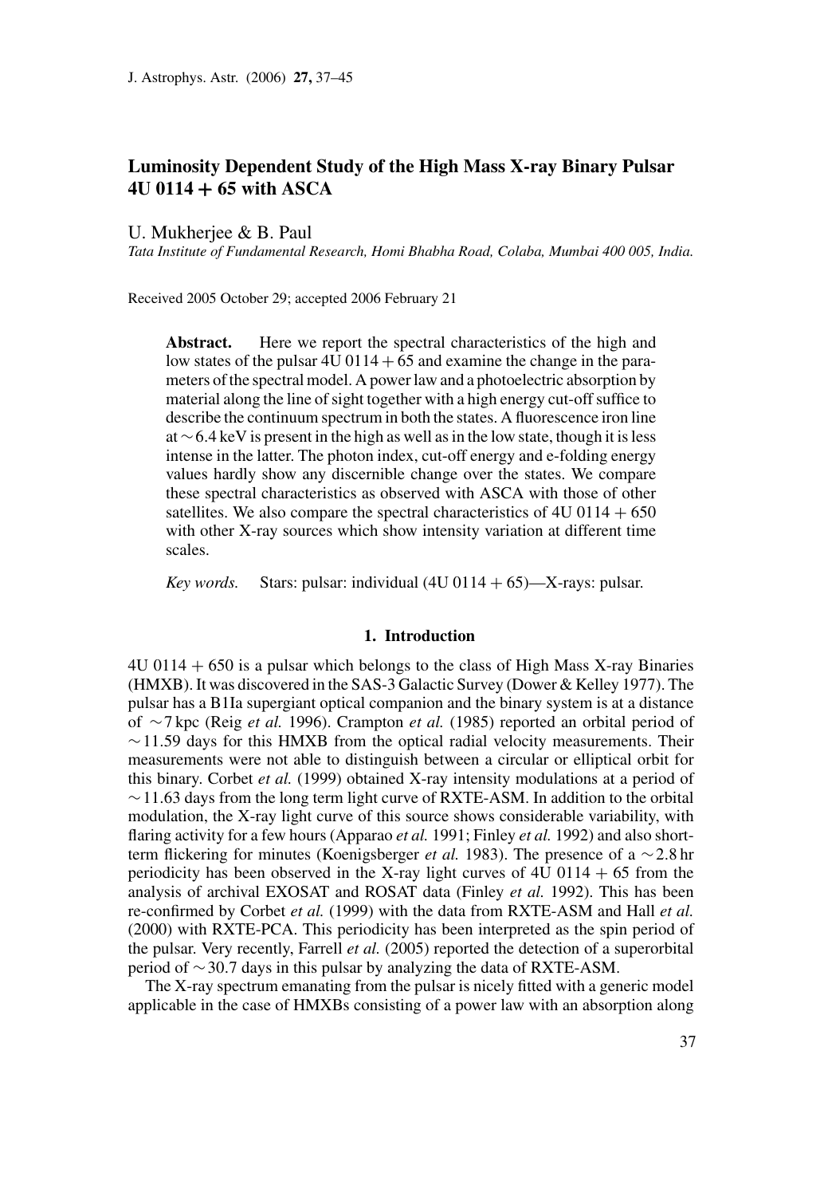# Luminosity Dependent Study of the High Mass X-ray Binary Pulsar 4U 0114 + 65 with ASCA

U. Mukherjee & B. Paul

*Tata Institute of Fundamental Research, Homi Bhabha Road, Colaba, Mumbai 400 005, India.*

Received 2005 October 29; accepted 2006 February 21

**Abstract.** Here we report the spectral characteristics of the high and low states of the pulsar 4U 0114 + 65 and examine the change in the parameters of the spectral model. A power law and a photoelectric absorption by material along the line of sight together with a high energy cut-off suffice to describe the continuum spectrum in both the states. A fluorescence iron line at $\sim$6.4 keV is present in the high as well as in the low state, though it is less intense in the latter. The photon index, cut-off energy and e-folding energy values hardly show any discernible change over the states. We compare these spectral characteristics as observed with ASCA with those of other satellites. We also compare the spectral characteristics of 4U 0114 + 650 with other X-ray sources which show intensity variation at different time scales.

*Key words.* Stars: pulsar: individual (4U 0114 + 65)—X-rays: pulsar.

## 1. Introduction

4U 0114 + 650 is a pulsar which belongs to the class of High Mass X-ray Binaries (HMXB). It was discovered in the SAS-3 Galactic Survey (Dower & Kelley 1977). The pulsar has a B1Ia supergiant optical companion and the binary system is at a distance of $\sim$7 kpc (Reig *et al.* 1996). Crampton *et al.* (1985) reported an orbital period of $\sim$11.59 days for this HMXB from the optical radial velocity measurements. Their measurements were not able to distinguish between a circular or elliptical orbit for this binary. Corbet *et al.* (1999) obtained X-ray intensity modulations at a period of $\sim$11.63 days from the long term light curve of RXTE-ASM. In addition to the orbital modulation, the X-ray light curve of this source shows considerable variability, with flaring activity for a few hours (Apparao *et al.* 1991; Finley *et al.* 1992) and also short-term flickering for minutes (Koenigsberger *et al.* 1983). The presence of a $\sim$2.8 hr periodicity has been observed in the X-ray light curves of 4U 0114 + 65 from the analysis of archival EXOSAT and ROSAT data (Finley *et al.* 1992). This has been re-confirmed by Corbet *et al.* (1999) with the data from RXTE-ASM and Hall *et al.* (2000) with RXTE-PCA. This periodicity has been interpreted as the spin period of the pulsar. Very recently, Farrell *et al.* (2005) reported the detection of a superorbital period of $\sim$30.7 days in this pulsar by analyzing the data of RXTE-ASM.

The X-ray spectrum emanating from the pulsar is nicely fitted with a generic model applicable in the case of HMXBs consisting of a power law with an absorption along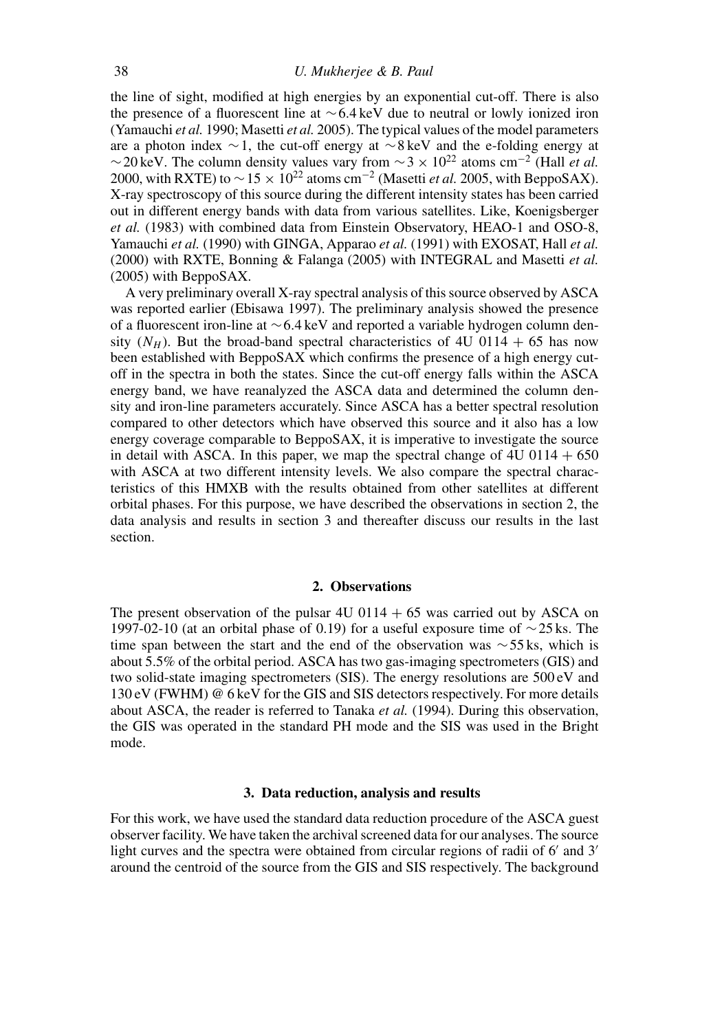the line of sight, modified at high energies by an exponential cut-off. There is also the presence of a fluorescent line at $\sim$6.4 keV due to neutral or lowly ionized iron (Yamauchi *et al.* 1990; Masetti *et al.* 2005). The typical values of the model parameters are a photon index $\sim$1, the cut-off energy at $\sim$8 keV and the e-folding energy at $\sim$20 keV. The column density values vary from $\sim 3 \times 10^{22}$ atoms cm$^{-2}$ (Hall *et al.* 2000, with RXTE) to $\sim 15 \times 10^{22}$ atoms cm$^{-2}$ (Masetti *et al.* 2005, with BeppoSAX). X-ray spectroscopy of this source during the different intensity states has been carried out in different energy bands with data from various satellites. Like, Koenigsberger *et al.* (1983) with combined data from Einstein Observatory, HEAO-1 and OSO-8, Yamauchi *et al.* (1990) with GINGA, Apparao *et al.* (1991) with EXOSAT, Hall *et al.* (2000) with RXTE, Bonning & Falanga (2005) with INTEGRAL and Masetti *et al.* (2005) with BeppoSAX.

A very preliminary overall X-ray spectral analysis of this source observed by ASCA was reported earlier (Ebisawa 1997). The preliminary analysis showed the presence of a fluorescent iron-line at $\sim$6.4 keV and reported a variable hydrogen column density ($N_H$). But the broad-band spectral characteristics of 4U 0114 + 65 has now been established with BeppoSAX which confirms the presence of a high energy cut-off in the spectra in both the states. Since the cut-off energy falls within the ASCA energy band, we have reanalyzed the ASCA data and determined the column density and iron-line parameters accurately. Since ASCA has a better spectral resolution compared to other detectors which have observed this source and it also has a low energy coverage comparable to BeppoSAX, it is imperative to investigate the source in detail with ASCA. In this paper, we map the spectral change of 4U 0114 + 650 with ASCA at two different intensity levels. We also compare the spectral characteristics of this HMXB with the results obtained from other satellites at different orbital phases. For this purpose, we have described the observations in section 2, the data analysis and results in section 3 and thereafter discuss our results in the last section.

## 2. Observations

The present observation of the pulsar 4U 0114 + 65 was carried out by ASCA on 1997-02-10 (at an orbital phase of 0.19) for a useful exposure time of $\sim$25 ks. The time span between the start and the end of the observation was $\sim$55 ks, which is about 5.5% of the orbital period. ASCA has two gas-imaging spectrometers (GIS) and two solid-state imaging spectrometers (SIS). The energy resolutions are 500 eV and 130 eV (FWHM) @ 6 keV for the GIS and SIS detectors respectively. For more details about ASCA, the reader is referred to Tanaka *et al.* (1994). During this observation, the GIS was operated in the standard PH mode and the SIS was used in the Bright mode.

## 3. Data reduction, analysis and results

For this work, we have used the standard data reduction procedure of the ASCA guest observer facility. We have taken the archival screened data for our analyses. The source light curves and the spectra were obtained from circular regions of radii of 6′ and 3′ around the centroid of the source from the GIS and SIS respectively. The background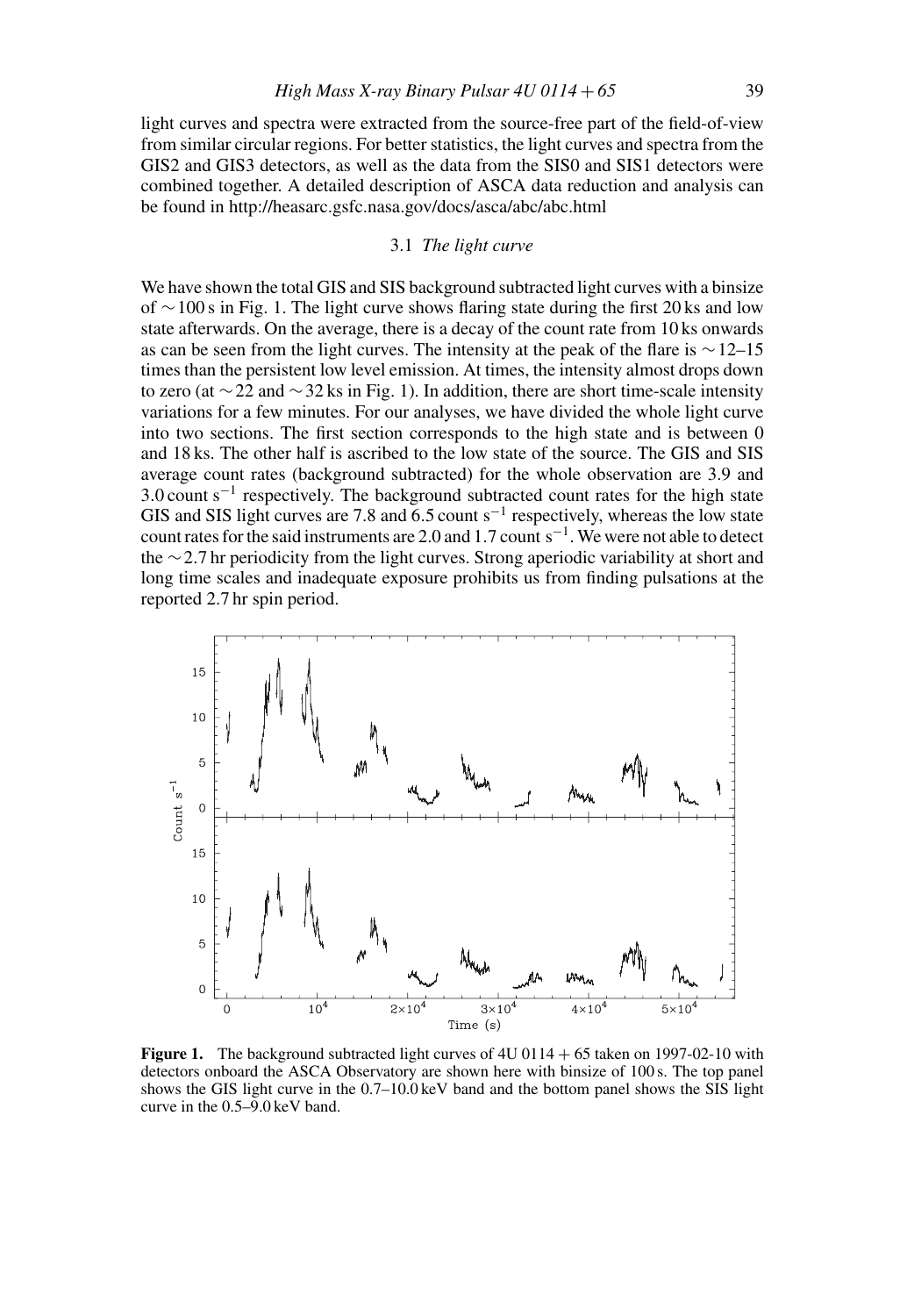light curves and spectra were extracted from the source-free part of the field-of-view from similar circular regions. For better statistics, the light curves and spectra from the GIS2 and GIS3 detectors, as well as the data from the SIS0 and SIS1 detectors were combined together. A detailed description of ASCA data reduction and analysis can be found in http://heasarc.gsfc.nasa.gov/docs/asca/abc/abc.html

### 3.1 *The light curve*

We have shown the total GIS and SIS background subtracted light curves with a binsize of $\sim 100$ s in Fig. 1. The light curve shows flaring state during the first 20 ks and low state afterwards. On the average, there is a decay of the count rate from 10 ks onwards as can be seen from the light curves. The intensity at the peak of the flare is $\sim 12$–15 times than the persistent low level emission. At times, the intensity almost drops down to zero (at $\sim 22$ and $\sim 32$ ks in Fig. 1). In addition, there are short time-scale intensity variations for a few minutes. For our analyses, we have divided the whole light curve into two sections. The first section corresponds to the high state and is between 0 and 18 ks. The other half is ascribed to the low state of the source. The GIS and SIS average count rates (background subtracted) for the whole observation are 3.9 and 3.0 count $s^{-1}$ respectively. The background subtracted count rates for the high state GIS and SIS light curves are 7.8 and 6.5 count $s^{-1}$ respectively, whereas the low state count rates for the said instruments are 2.0 and 1.7 count $s^{-1}$. We were not able to detect the $\sim 2.7$ hr periodicity from the light curves. Strong aperiodic variability at short and long time scales and inadequate exposure prohibits us from finding pulsations at the reported 2.7 hr spin period.

**Figure 1.** The background subtracted light curves of 4U 0114 + 65 taken on 1997-02-10 with detectors onboard the ASCA Observatory are shown here with binsize of 100 s. The top panel shows the GIS light curve in the 0.7–10.0 keV band and the bottom panel shows the SIS light curve in the 0.5–9.0 keV band.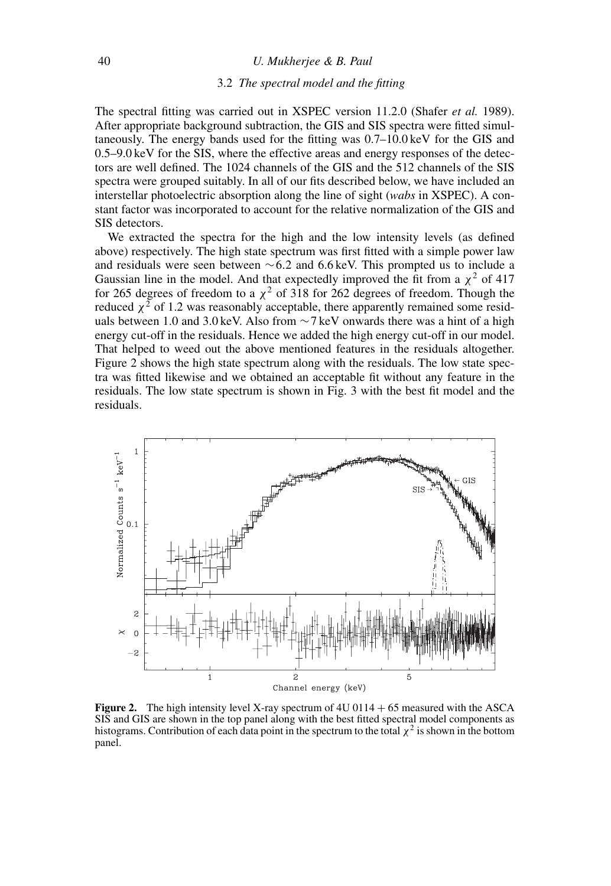### 3.2 *The spectral model and the fitting*

The spectral fitting was carried out in XSPEC version 11.2.0 (Shafer *et al.* 1989). After appropriate background subtraction, the GIS and SIS spectra were fitted simultaneously. The energy bands used for the fitting was 0.7–10.0 keV for the GIS and 0.5–9.0 keV for the SIS, where the effective areas and energy responses of the detectors are well defined. The 1024 channels of the GIS and the 512 channels of the SIS spectra were grouped suitably. In all of our fits described below, we have included an interstellar photoelectric absorption along the line of sight (*wabs* in XSPEC). A constant factor was incorporated to account for the relative normalization of the GIS and SIS detectors.

We extracted the spectra for the high and the low intensity levels (as defined above) respectively. The high state spectrum was first fitted with a simple power law and residuals were seen between ∼6.2 and 6.6 keV. This prompted us to include a Gaussian line in the model. And that expectedly improved the fit from a $\chi^2$ of 417 for 265 degrees of freedom to a $\chi^2$ of 318 for 262 degrees of freedom. Though the reduced $\chi^2$ of 1.2 was reasonably acceptable, there apparently remained some residuals between 1.0 and 3.0 keV. Also from ∼7 keV onwards there was a hint of a high energy cut-off in the residuals. Hence we added the high energy cut-off in our model. That helped to weed out the above mentioned features in the residuals altogether. Figure 2 shows the high state spectrum along with the residuals. The low state spectra was fitted likewise and we obtained an acceptable fit without any feature in the residuals. The low state spectrum is shown in Fig. 3 with the best fit model and the residuals.

**Figure 2.** The high intensity level X-ray spectrum of 4U 0114 + 65 measured with the ASCA SIS and GIS are shown in the top panel along with the best fitted spectral model components as histograms. Contribution of each data point in the spectrum to the total $\chi^2$ is shown in the bottom panel.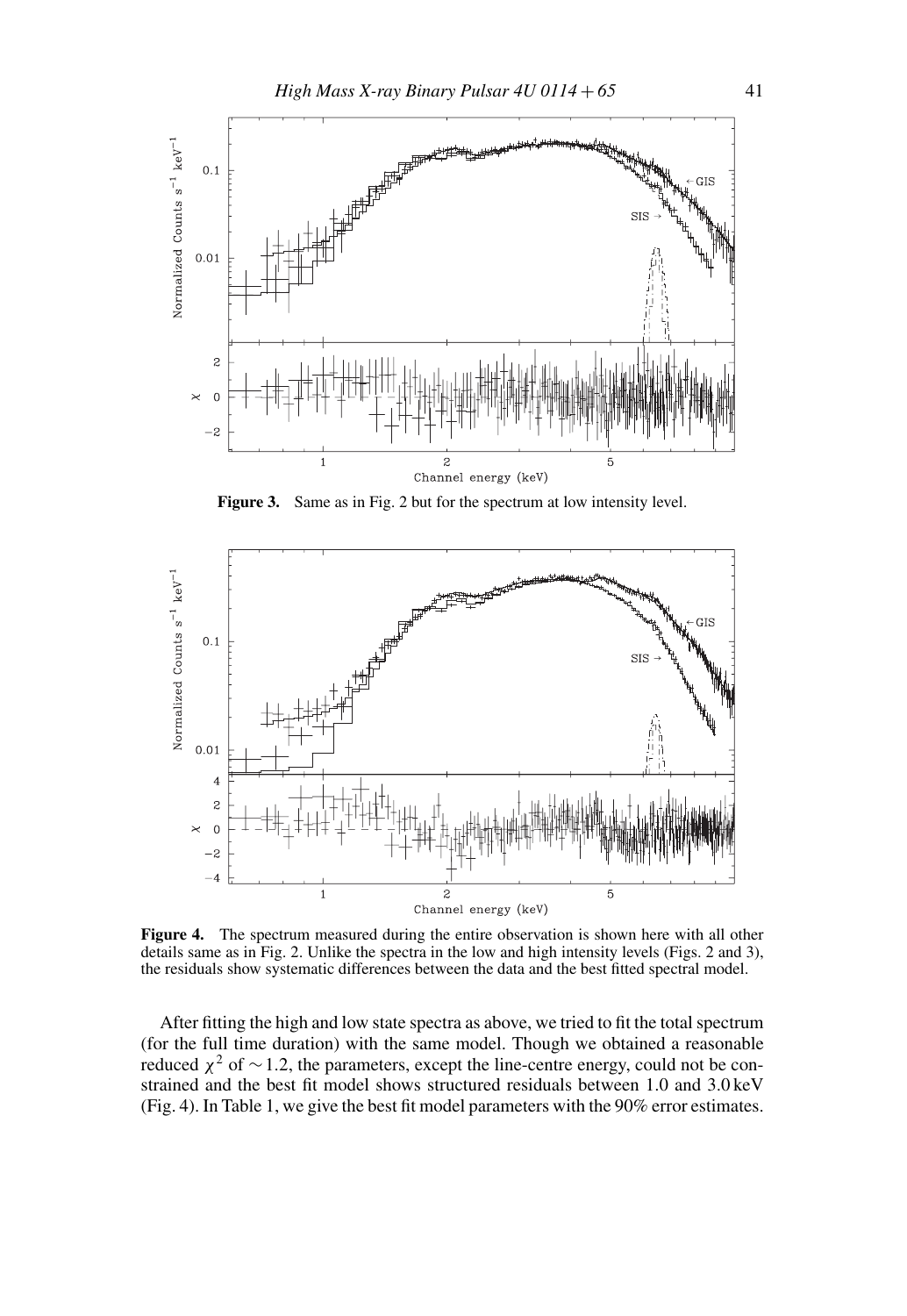**Figure 3.** Same as in Fig. 2 but for the spectrum at low intensity level.

**Figure 4.** The spectrum measured during the entire observation is shown here with all other details same as in Fig. 2. Unlike the spectra in the low and high intensity levels (Figs. 2 and 3), the residuals show systematic differences between the data and the best fitted spectral model.

After fitting the high and low state spectra as above, we tried to fit the total spectrum (for the full time duration) with the same model. Though we obtained a reasonable reduced $\chi^2$ of $\sim 1.2$, the parameters, except the line-centre energy, could not be constrained and the best fit model shows structured residuals between 1.0 and 3.0 keV (Fig. 4). In Table 1, we give the best fit model parameters with the 90% error estimates.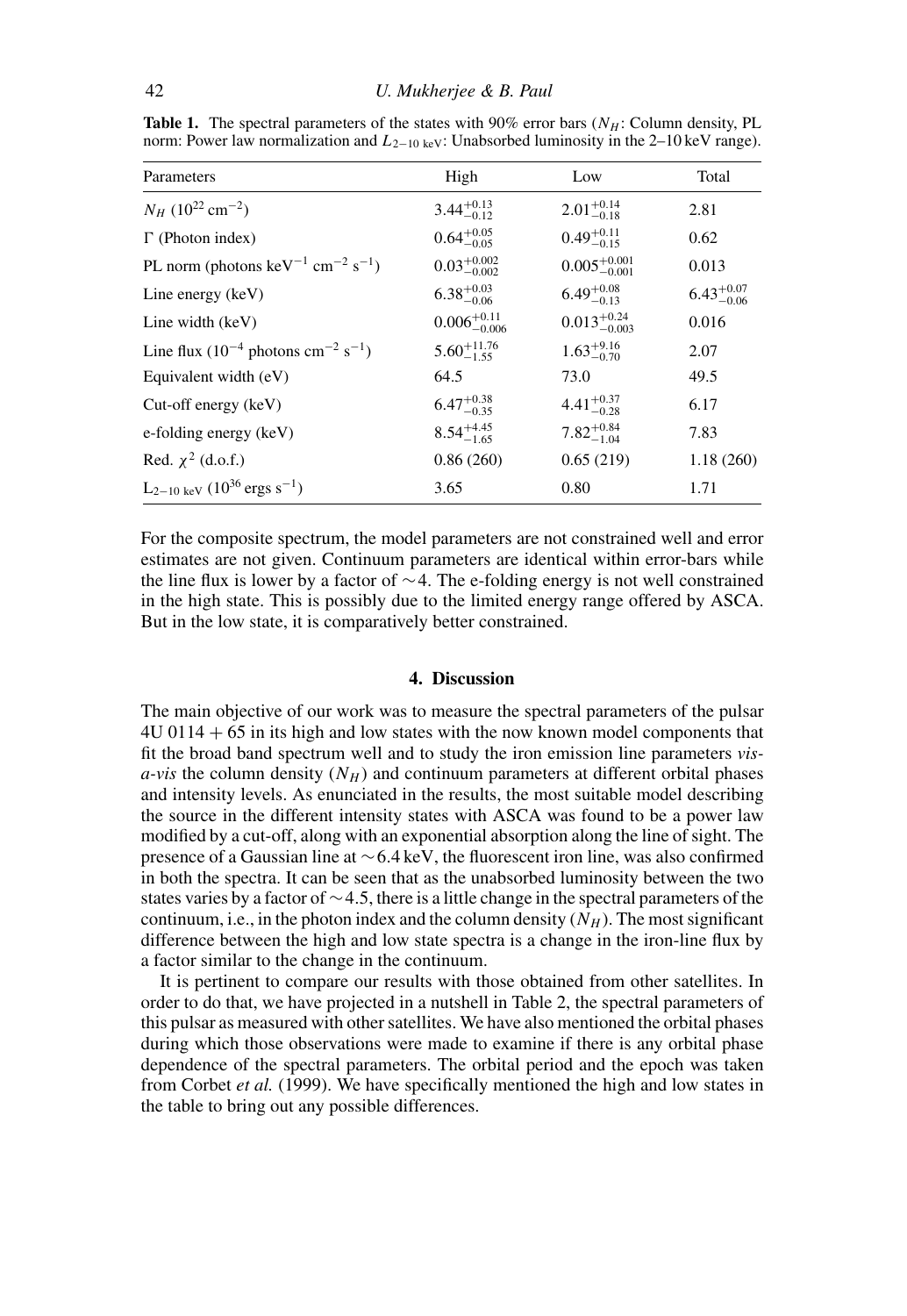**Table 1.** The spectral parameters of the states with 90% error bars ($N_H$: Column density, PL norm: Power law normalization and $L_{2-10\text{ keV}}$: Unabsorbed luminosity in the 2–10 keV range).

| Parameters | High | Low | Total |
|---|---|---|---|
| $N_H$ ($10^{22}$ cm$^{-2}$) | $3.44^{+0.13}_{-0.12}$ | $2.01^{+0.14}_{-0.18}$ | 2.81 |
| $\Gamma$ (Photon index) | $0.64^{+0.05}_{-0.05}$ | $0.49^{+0.11}_{-0.15}$ | 0.62 |
| PL norm (photons keV$^{-1}$ cm$^{-2}$ s$^{-1}$) | $0.03^{+0.002}_{-0.002}$ | $0.005^{+0.001}_{-0.001}$ | 0.013 |
| Line energy (keV) | $6.38^{+0.03}_{-0.06}$ | $6.49^{+0.08}_{-0.13}$ | $6.43^{+0.07}_{-0.06}$ |
| Line width (keV) | $0.006^{+0.11}_{-0.006}$ | $0.013^{+0.24}_{-0.003}$ | 0.016 |
| Line flux ($10^{-4}$ photons cm$^{-2}$ s$^{-1}$) | $5.60^{+11.76}_{-1.55}$ | $1.63^{+9.16}_{-0.70}$ | 2.07 |
| Equivalent width (eV) | 64.5 | 73.0 | 49.5 |
| Cut-off energy (keV) | $6.47^{+0.38}_{-0.35}$ | $4.41^{+0.37}_{-0.28}$ | 6.17 |
| e-folding energy (keV) | $8.54^{+4.45}_{-1.65}$ | $7.82^{+0.84}_{-1.04}$ | 7.83 |
| Red. $\chi^2$ (d.o.f.) | 0.86 (260) | 0.65 (219) | 1.18 (260) |
| $L_{2-10\text{ keV}}$ ($10^{36}$ ergs s$^{-1}$) | 3.65 | 0.80 | 1.71 |

For the composite spectrum, the model parameters are not constrained well and error estimates are not given. Continuum parameters are identical within error-bars while the line flux is lower by a factor of $\sim 4$. The e-folding energy is not well constrained in the high state. This is possibly due to the limited energy range offered by ASCA. But in the low state, it is comparatively better constrained.

## 4. Discussion

The main objective of our work was to measure the spectral parameters of the pulsar 4U $0114 + 65$ in its high and low states with the now known model components that fit the broad band spectrum well and to study the iron emission line parameters *vis-a-vis* the column density ($N_H$) and continuum parameters at different orbital phases and intensity levels. As enunciated in the results, the most suitable model describing the source in the different intensity states with ASCA was found to be a power law modified by a cut-off, along with an exponential absorption along the line of sight. The presence of a Gaussian line at $\sim 6.4$ keV, the fluorescent iron line, was also confirmed in both the spectra. It can be seen that as the unabsorbed luminosity between the two states varies by a factor of $\sim 4.5$, there is a little change in the spectral parameters of the continuum, i.e., in the photon index and the column density ($N_H$). The most significant difference between the high and low state spectra is a change in the iron-line flux by a factor similar to the change in the continuum.

It is pertinent to compare our results with those obtained from other satellites. In order to do that, we have projected in a nutshell in Table 2, the spectral parameters of this pulsar as measured with other satellites. We have also mentioned the orbital phases during which those observations were made to examine if there is any orbital phase dependence of the spectral parameters. The orbital period and the epoch was taken from Corbet *et al.* (1999). We have specifically mentioned the high and low states in the table to bring out any possible differences.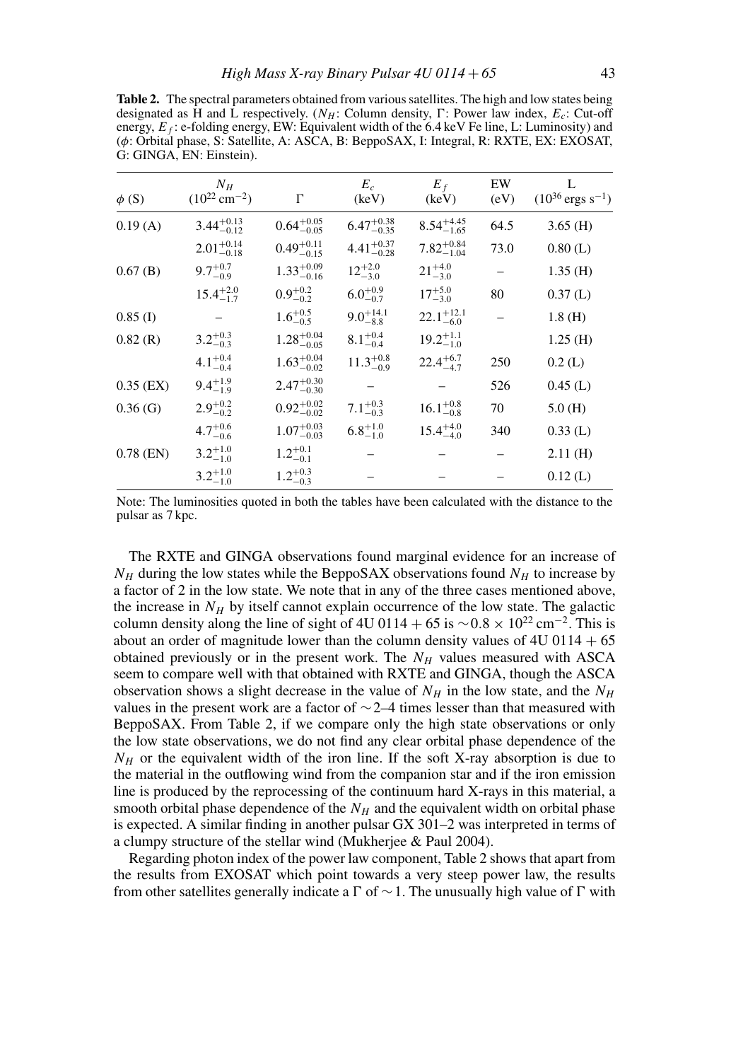**Table 2.** The spectral parameters obtained from various satellites. The high and low states being designated as H and L respectively. ($N_H$: Column density, Γ: Power law index, $E_c$: Cut-off energy, $E_f$: e-folding energy, EW: Equivalent width of the 6.4 keV Fe line, L: Luminosity) and (ϕ: Orbital phase, S: Satellite, A: ASCA, B: BeppoSAX, I: Integral, R: RXTE, EX: EXOSAT, G: GINGA, EN: Einstein).

| ϕ (S) | $N_H$ ($10^{22}$ cm$^{-2}$) | Γ | $E_c$ (keV) | $E_f$ (keV) | EW (eV) | L ($10^{36}$ ergs s$^{-1}$) |
|---|---|---|---|---|---|---|
| 0.19 (A) | $3.44^{+0.13}_{-0.12}$ | $0.64^{+0.05}_{-0.05}$ | $6.47^{+0.38}_{-0.35}$ | $8.54^{+4.45}_{-1.65}$ | 64.5 | 3.65 (H) |
| | $2.01^{+0.14}_{-0.18}$ | $0.49^{+0.11}_{-0.15}$ | $4.41^{+0.37}_{-0.28}$ | $7.82^{+0.84}_{-1.04}$ | 73.0 | 0.80 (L) |
| 0.67 (B) | $9.7^{+0.7}_{-0.9}$ | $1.33^{+0.09}_{-0.16}$ | $12^{+2.0}_{-3.0}$ | $21^{+4.0}_{-3.0}$ | – | 1.35 (H) |
| | $15.4^{+2.0}_{-1.7}$ | $0.9^{+0.2}_{-0.2}$ | $6.0^{+0.9}_{-0.7}$ | $17^{+5.0}_{-3.0}$ | 80 | 0.37 (L) |
| 0.85 (I) | – | $1.6^{+0.5}_{-0.5}$ | $9.0^{+14.1}_{-8.8}$ | $22.1^{+12.1}_{-6.0}$ | – | 1.8 (H) |
| 0.82 (R) | $3.2^{+0.3}_{-0.3}$ | $1.28^{+0.04}_{-0.05}$ | $8.1^{+0.4}_{-0.4}$ | $19.2^{+1.1}_{-1.0}$ | | 1.25 (H) |
| | $4.1^{+0.4}_{-0.4}$ | $1.63^{+0.04}_{-0.02}$ | $11.3^{+0.8}_{-0.9}$ | $22.4^{+6.7}_{-4.7}$ | 250 | 0.2 (L) |
| 0.35 (EX) | $9.4^{+1.9}_{-1.9}$ | $2.47^{+0.30}_{-0.30}$ | – | – | 526 | 0.45 (L) |
| 0.36 (G) | $2.9^{+0.2}_{-0.2}$ | $0.92^{+0.02}_{-0.02}$ | $7.1^{+0.3}_{-0.3}$ | $16.1^{+0.8}_{-0.8}$ | 70 | 5.0 (H) |
| | $4.7^{+0.6}_{-0.6}$ | $1.07^{+0.03}_{-0.03}$ | $6.8^{+1.0}_{-1.0}$ | $15.4^{+4.0}_{-4.0}$ | 340 | 0.33 (L) |
| 0.78 (EN) | $3.2^{+1.0}_{-1.0}$ | $1.2^{+0.1}_{-0.1}$ | – | – | – | 2.11 (H) |
| | $3.2^{+1.0}_{-1.0}$ | $1.2^{+0.3}_{-0.3}$ | – | – | – | 0.12 (L) |

Note: The luminosities quoted in both the tables have been calculated with the distance to the pulsar as 7 kpc.

The RXTE and GINGA observations found marginal evidence for an increase of $N_H$ during the low states while the BeppoSAX observations found $N_H$ to increase by a factor of 2 in the low state. We note that in any of the three cases mentioned above, the increase in $N_H$ by itself cannot explain occurrence of the low state. The galactic column density along the line of sight of 4U 0114 + 65 is $\sim 0.8 \times 10^{22}$ cm$^{-2}$. This is about an order of magnitude lower than the column density values of 4U 0114 + 65 obtained previously or in the present work. The $N_H$ values measured with ASCA seem to compare well with that obtained with RXTE and GINGA, though the ASCA observation shows a slight decrease in the value of $N_H$ in the low state, and the $N_H$ values in the present work are a factor of $\sim$2–4 times lesser than that measured with BeppoSAX. From Table 2, if we compare only the high state observations or only the low state observations, we do not find any clear orbital phase dependence of the $N_H$ or the equivalent width of the iron line. If the soft X-ray absorption is due to the material in the outflowing wind from the companion star and if the iron emission line is produced by the reprocessing of the continuum hard X-rays in this material, a smooth orbital phase dependence of the $N_H$ and the equivalent width on orbital phase is expected. A similar finding in another pulsar GX 301–2 was interpreted in terms of a clumpy structure of the stellar wind (Mukherjee & Paul 2004).

Regarding photon index of the power law component, Table 2 shows that apart from the results from EXOSAT which point towards a very steep power law, the results from other satellites generally indicate a Γ of $\sim$1. The unusually high value of Γ with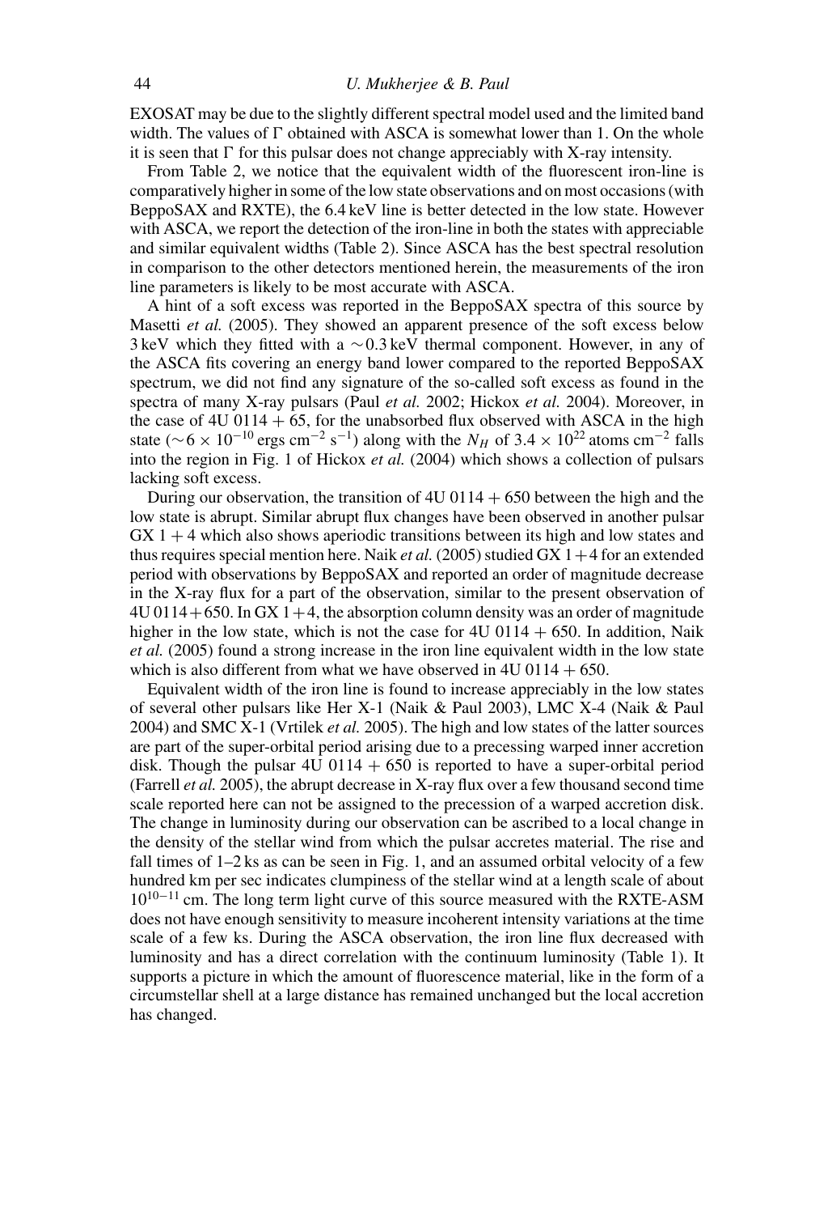EXOSAT may be due to the slightly different spectral model used and the limited band width. The values of $\Gamma$ obtained with ASCA is somewhat lower than 1. On the whole it is seen that $\Gamma$ for this pulsar does not change appreciably with X-ray intensity.

From Table 2, we notice that the equivalent width of the fluorescent iron-line is comparatively higher in some of the low state observations and on most occasions (with BeppoSAX and RXTE), the 6.4 keV line is better detected in the low state. However with ASCA, we report the detection of the iron-line in both the states with appreciable and similar equivalent widths (Table 2). Since ASCA has the best spectral resolution in comparison to the other detectors mentioned herein, the measurements of the iron line parameters is likely to be most accurate with ASCA.

A hint of a soft excess was reported in the BeppoSAX spectra of this source by Masetti *et al.* (2005). They showed an apparent presence of the soft excess below 3 keV which they fitted with a $\sim 0.3$ keV thermal component. However, in any of the ASCA fits covering an energy band lower compared to the reported BeppoSAX spectrum, we did not find any signature of the so-called soft excess as found in the spectra of many X-ray pulsars (Paul *et al.* 2002; Hickox *et al.* 2004). Moreover, in the case of 4U 0114 + 65, for the unabsorbed flux observed with ASCA in the high state ($\sim 6 \times 10^{-10}$ ergs cm$^{-2}$ s$^{-1}$) along with the $N_H$ of $3.4 \times 10^{22}$ atoms cm$^{-2}$ falls into the region in Fig. 1 of Hickox *et al.* (2004) which shows a collection of pulsars lacking soft excess.

During our observation, the transition of 4U 0114 + 650 between the high and the low state is abrupt. Similar abrupt flux changes have been observed in another pulsar GX 1 + 4 which also shows aperiodic transitions between its high and low states and thus requires special mention here. Naik *et al.* (2005) studied GX 1 + 4 for an extended period with observations by BeppoSAX and reported an order of magnitude decrease in the X-ray flux for a part of the observation, similar to the present observation of 4U 0114 + 650. In GX 1 + 4, the absorption column density was an order of magnitude higher in the low state, which is not the case for 4U 0114 + 650. In addition, Naik *et al.* (2005) found a strong increase in the iron line equivalent width in the low state which is also different from what we have observed in 4U 0114 + 650.

Equivalent width of the iron line is found to increase appreciably in the low states of several other pulsars like Her X-1 (Naik & Paul 2003), LMC X-4 (Naik & Paul 2004) and SMC X-1 (Vrtilek *et al.* 2005). The high and low states of the latter sources are part of the super-orbital period arising due to a precessing warped inner accretion disk. Though the pulsar 4U 0114 + 650 is reported to have a super-orbital period (Farrell *et al.* 2005), the abrupt decrease in X-ray flux over a few thousand second time scale reported here can not be assigned to the precession of a warped accretion disk. The change in luminosity during our observation can be ascribed to a local change in the density of the stellar wind from which the pulsar accretes material. The rise and fall times of 1–2 ks as can be seen in Fig. 1, and an assumed orbital velocity of a few hundred km per sec indicates clumpiness of the stellar wind at a length scale of about $10^{10-11}$ cm. The long term light curve of this source measured with the RXTE-ASM does not have enough sensitivity to measure incoherent intensity variations at the time scale of a few ks. During the ASCA observation, the iron line flux decreased with luminosity and has a direct correlation with the continuum luminosity (Table 1). It supports a picture in which the amount of fluorescence material, like in the form of a circumstellar shell at a large distance has remained unchanged but the local accretion has changed.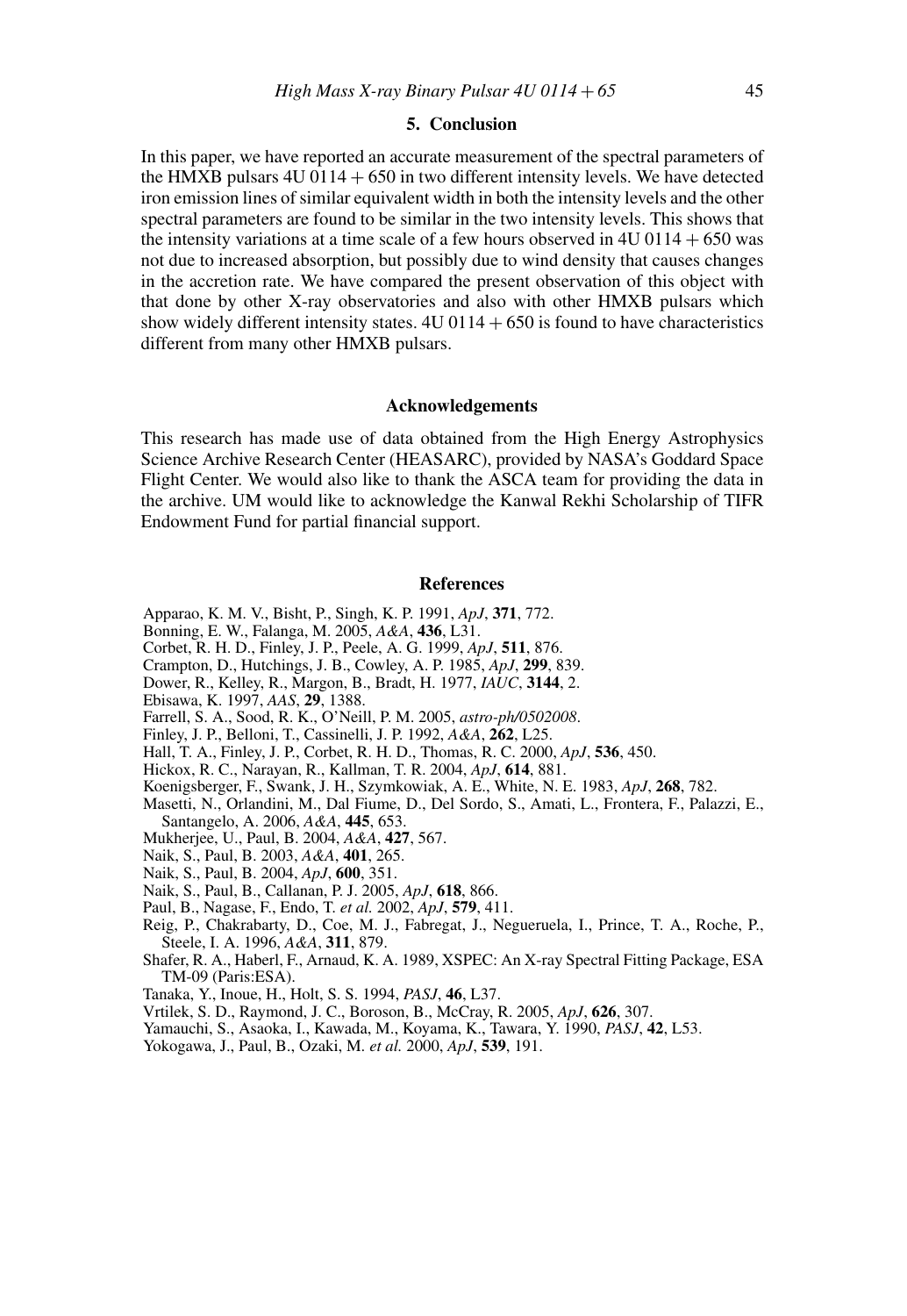## 5. Conclusion

In this paper, we have reported an accurate measurement of the spectral parameters of the HMXB pulsars 4U $0114 + 650$ in two different intensity levels. We have detected iron emission lines of similar equivalent width in both the intensity levels and the other spectral parameters are found to be similar in the two intensity levels. This shows that the intensity variations at a time scale of a few hours observed in 4U $0114 + 650$ was not due to increased absorption, but possibly due to wind density that causes changes in the accretion rate. We have compared the present observation of this object with that done by other X-ray observatories and also with other HMXB pulsars which show widely different intensity states. 4U $0114 + 650$ is found to have characteristics different from many other HMXB pulsars.

## Acknowledgements

This research has made use of data obtained from the High Energy Astrophysics Science Archive Research Center (HEASARC), provided by NASA's Goddard Space Flight Center. We would also like to thank the ASCA team for providing the data in the archive. UM would like to acknowledge the Kanwal Rekhi Scholarship of TIFR Endowment Fund for partial financial support.

## References

Apparao, K. M. V., Bisht, P., Singh, K. P. 1991, *ApJ*, **371**, 772.
Bonning, E. W., Falanga, M. 2005, *A&A*, **436**, L31.
Corbet, R. H. D., Finley, J. P., Peele, A. G. 1999, *ApJ*, **511**, 876.
Crampton, D., Hutchings, J. B., Cowley, A. P. 1985, *ApJ*, **299**, 839.
Dower, R., Kelley, R., Margon, B., Bradt, H. 1977, *IAUC*, **3144**, 2.
Ebisawa, K. 1997, *AAS*, **29**, 1388.
Farrell, S. A., Sood, R. K., O'Neill, P. M. 2005, *astro-ph/0502008*.
Finley, J. P., Belloni, T., Cassinelli, J. P. 1992, *A&A*, **262**, L25.
Hall, T. A., Finley, J. P., Corbet, R. H. D., Thomas, R. C. 2000, *ApJ*, **536**, 450.
Hickox, R. C., Narayan, R., Kallman, T. R. 2004, *ApJ*, **614**, 881.
Koenigsberger, F., Swank, J. H., Szymkowiak, A. E., White, N. E. 1983, *ApJ*, **268**, 782.
Masetti, N., Orlandini, M., Dal Fiume, D., Del Sordo, S., Amati, L., Frontera, F., Palazzi, E., Santangelo, A. 2006, *A&A*, **445**, 653.
Mukherjee, U., Paul, B. 2004, *A&A*, **427**, 567.
Naik, S., Paul, B. 2003, *A&A*, **401**, 265.
Naik, S., Paul, B. 2004, *ApJ*, **600**, 351.
Naik, S., Paul, B., Callanan, P. J. 2005, *ApJ*, **618**, 866.
Paul, B., Nagase, F., Endo, T. *et al.* 2002, *ApJ*, **579**, 411.
Reig, P., Chakrabarty, D., Coe, M. J., Fabregat, J., Negueruela, I., Prince, T. A., Roche, P., Steele, I. A. 1996, *A&A*, **311**, 879.
Shafer, R. A., Haberl, F., Arnaud, K. A. 1989, XSPEC: An X-ray Spectral Fitting Package, ESA TM-09 (Paris:ESA).
Tanaka, Y., Inoue, H., Holt, S. S. 1994, *PASJ*, **46**, L37.
Vrtilek, S. D., Raymond, J. C., Boroson, B., McCray, R. 2005, *ApJ*, **626**, 307.
Yamauchi, S., Asaoka, I., Kawada, M., Koyama, K., Tawara, Y. 1990, *PASJ*, **42**, L53.
Yokogawa, J., Paul, B., Ozaki, M. *et al.* 2000, *ApJ*, **539**, 191.